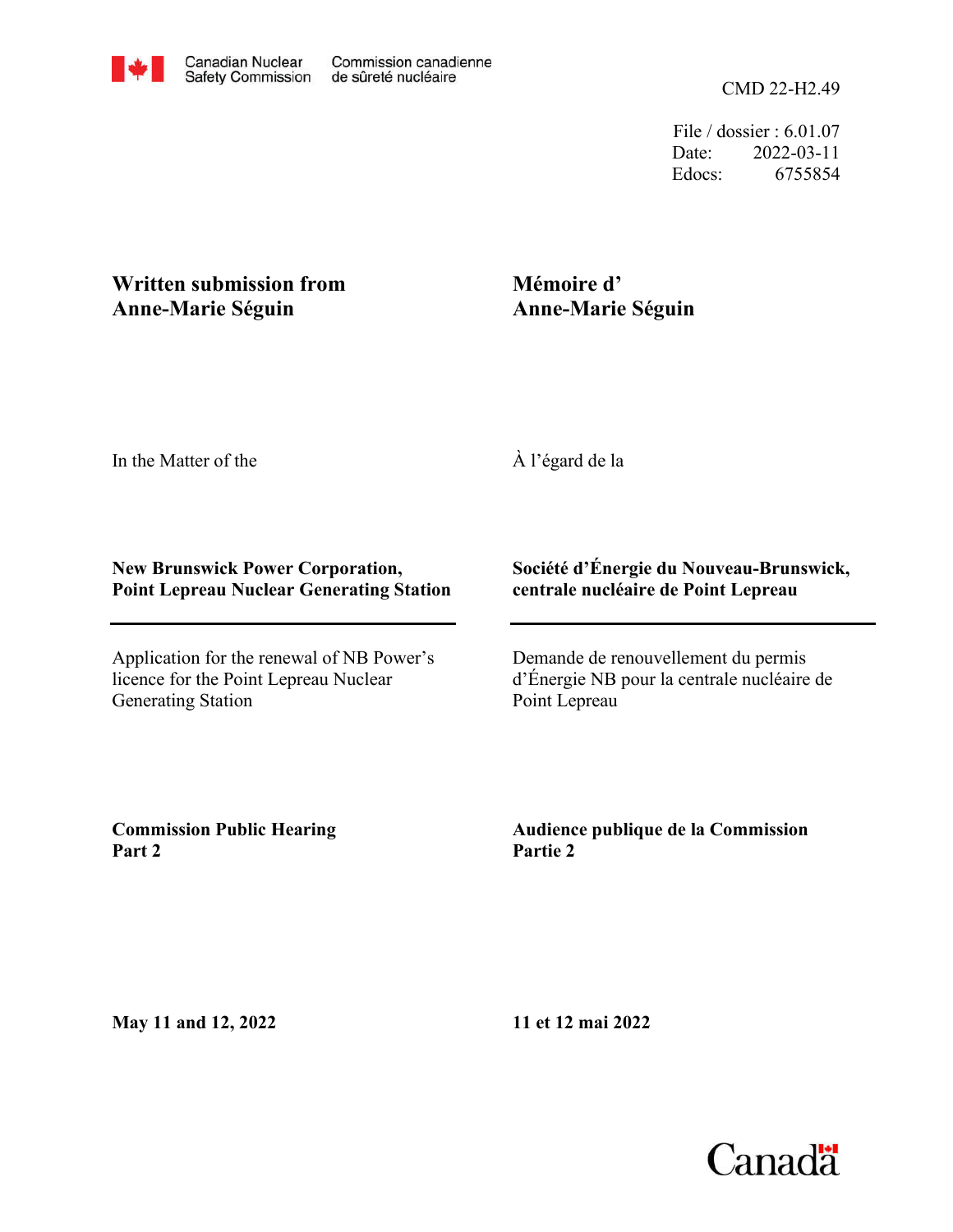Canadian Nuclear Safety Commission / Commission canadienne de sûreté nucléaire

CMD 22-H2.49

File / dossier : 6.01.07
Date: 2022-03-11
Edocs: 6755854

**Written submission from Anne-Marie Séguin**

**Mémoire d' Anne-Marie Séguin**

In the Matter of the

À l'égard de la

**New Brunswick Power Corporation, Point Lepreau Nuclear Generating Station**

**Société d'Énergie du Nouveau-Brunswick, centrale nucléaire de Point Lepreau**

---

Application for the renewal of NB Power's licence for the Point Lepreau Nuclear Generating Station

Demande de renouvellement du permis d'Énergie NB pour la centrale nucléaire de Point Lepreau

**Commission Public Hearing Part 2**

**Audience publique de la Commission Partie 2**

**May 11 and 12, 2022**

**11 et 12 mai 2022**

Canada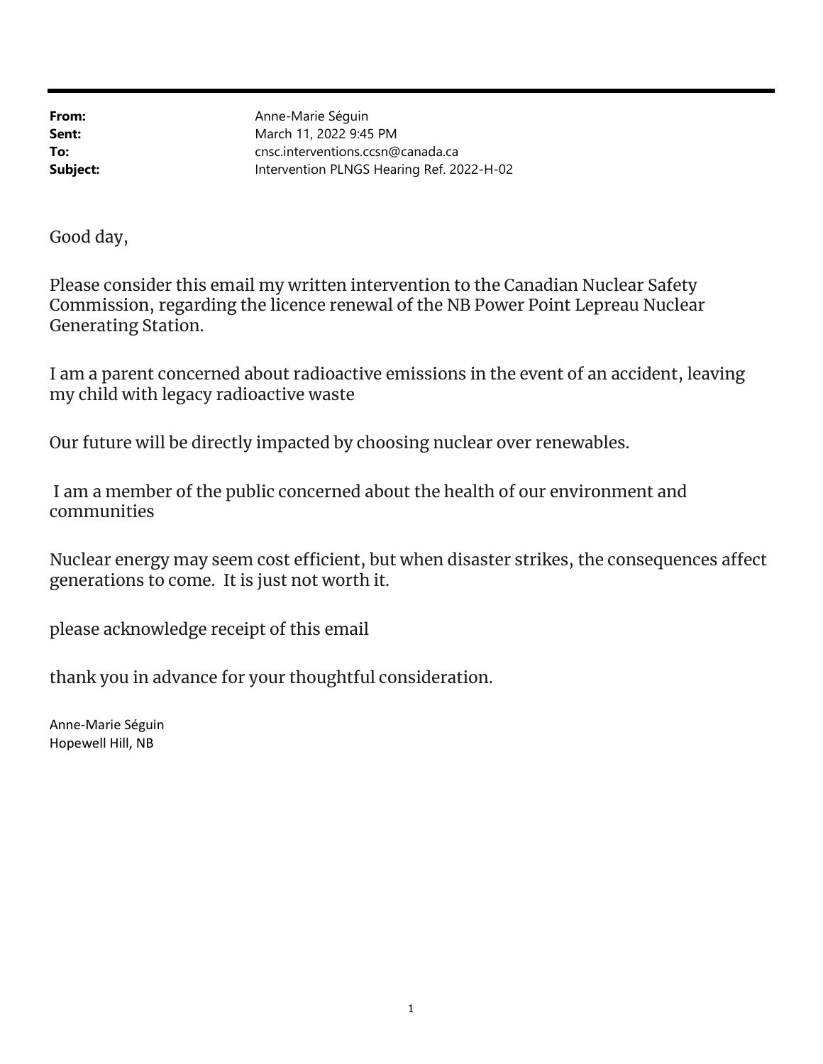**From:** Anne-Marie Séguin
**Sent:** March 11, 2022 9:45 PM
**To:** cnsc.interventions.ccsn@canada.ca
**Subject:** Intervention PLNGS Hearing Ref. 2022-H-02

Good day,

Please consider this email my written intervention to the Canadian Nuclear Safety Commission, regarding the licence renewal of the NB Power Point Lepreau Nuclear Generating Station.

I am a parent concerned about radioactive emissions in the event of an accident, leaving my child with legacy radioactive waste

Our future will be directly impacted by choosing nuclear over renewables.

I am a member of the public concerned about the health of our environment and communities

Nuclear energy may seem cost efficient, but when disaster strikes, the consequences affect generations to come. It is just not worth it.

please acknowledge receipt of this email

thank you in advance for your thoughtful consideration.

Anne-Marie Séguin
Hopewell Hill, NB